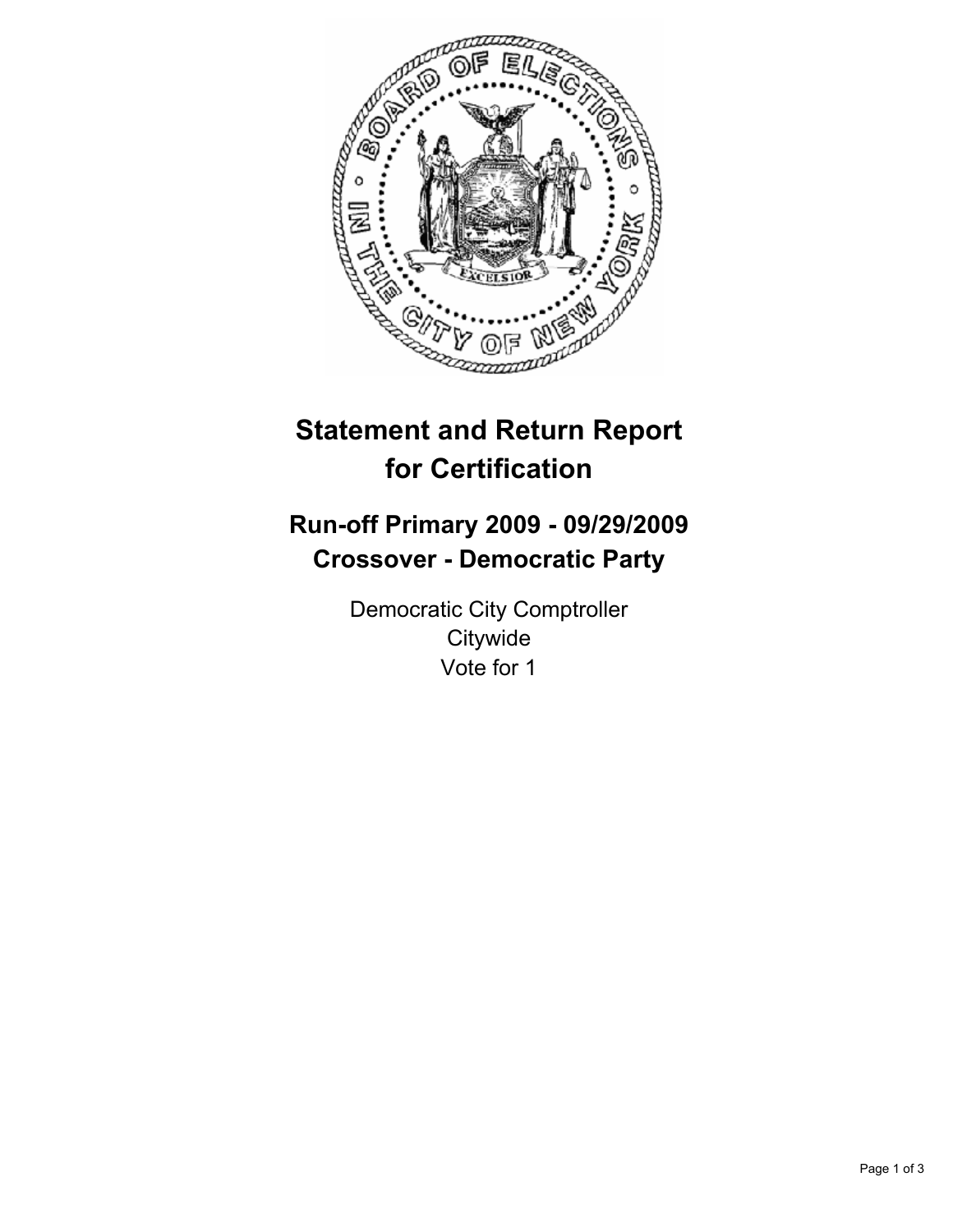# Statement and Return Report for Certification

## Run-off Primary 2009 - 09/29/2009
## Crossover - Democratic Party

Democratic City Comptroller
Citywide
Vote for 1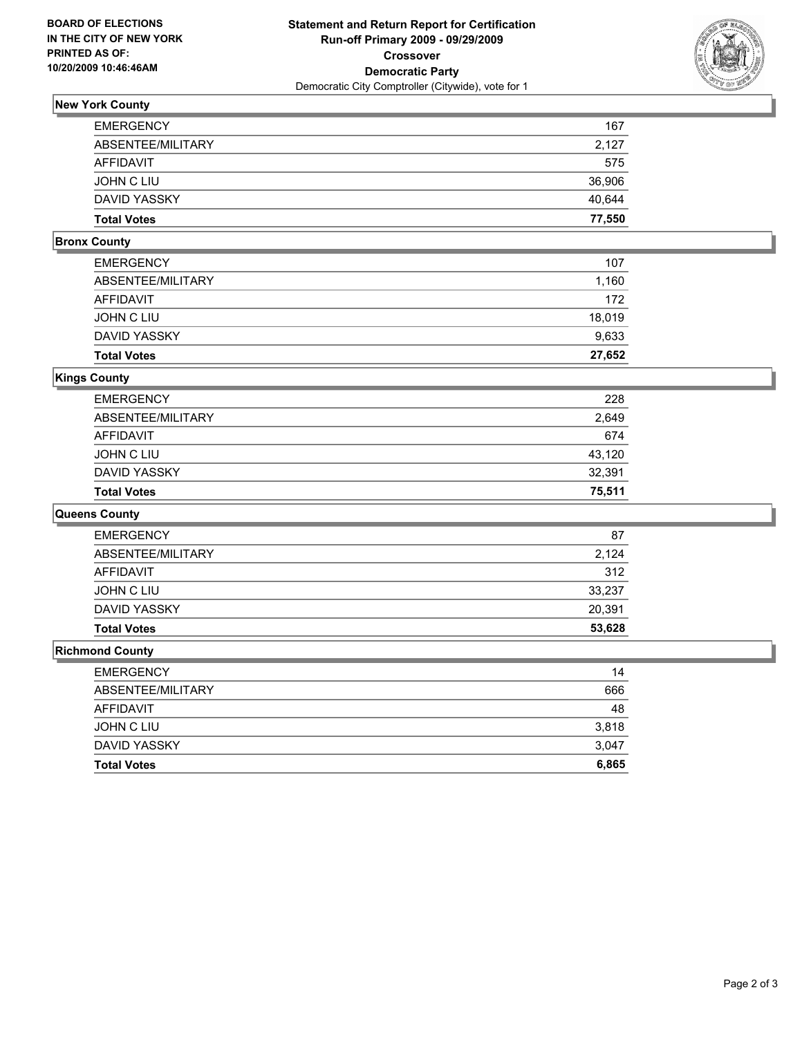**BOARD OF ELECTIONS**
**IN THE CITY OF NEW YORK**
**PRINTED AS OF:**
**10/20/2009 10:46:46AM**

# Statement and Return Report for Certification
## Run-off Primary 2009 - 09/29/2009
## Crossover
## Democratic Party
Democratic City Comptroller (Citywide), vote for 1

### New York County

| | |
|---|---|
| EMERGENCY | 167 |
| ABSENTEE/MILITARY | 2,127 |
| AFFIDAVIT | 575 |
| JOHN C LIU | 36,906 |
| DAVID YASSKY | 40,644 |
| **Total Votes** | **77,550** |

### Bronx County

| | |
|---|---|
| EMERGENCY | 107 |
| ABSENTEE/MILITARY | 1,160 |
| AFFIDAVIT | 172 |
| JOHN C LIU | 18,019 |
| DAVID YASSKY | 9,633 |
| **Total Votes** | **27,652** |

### Kings County

| | |
|---|---|
| EMERGENCY | 228 |
| ABSENTEE/MILITARY | 2,649 |
| AFFIDAVIT | 674 |
| JOHN C LIU | 43,120 |
| DAVID YASSKY | 32,391 |
| **Total Votes** | **75,511** |

### Queens County

| | |
|---|---|
| EMERGENCY | 87 |
| ABSENTEE/MILITARY | 2,124 |
| AFFIDAVIT | 312 |
| JOHN C LIU | 33,237 |
| DAVID YASSKY | 20,391 |
| **Total Votes** | **53,628** |

### Richmond County

| | |
|---|---|
| EMERGENCY | 14 |
| ABSENTEE/MILITARY | 666 |
| AFFIDAVIT | 48 |
| JOHN C LIU | 3,818 |
| DAVID YASSKY | 3,047 |
| **Total Votes** | **6,865** |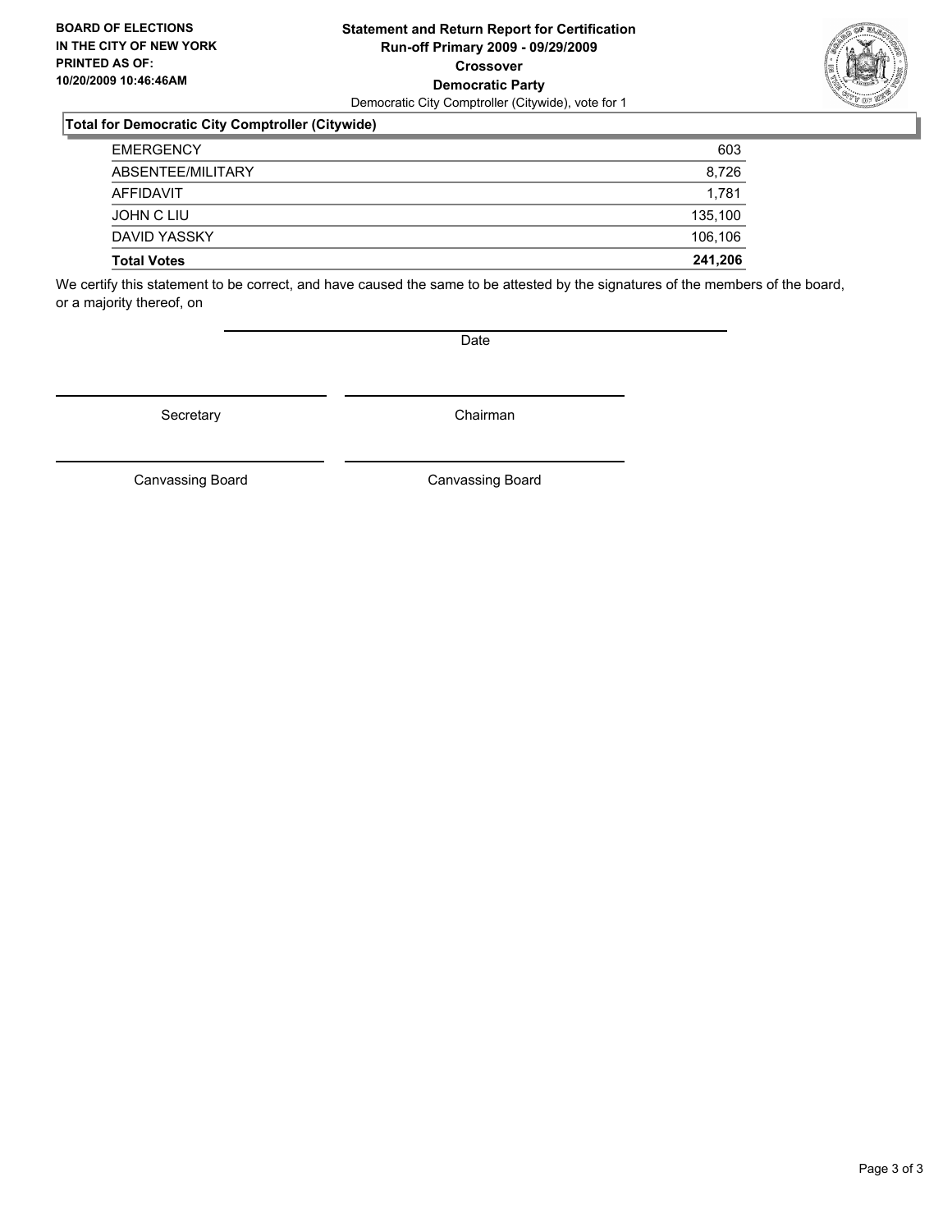**BOARD OF ELECTIONS IN THE CITY OF NEW YORK PRINTED AS OF: 10/20/2009 10:46:46AM**

**Statement and Return Report for Certification**
**Run-off Primary 2009 - 09/29/2009**
**Crossover**
**Democratic Party**
Democratic City Comptroller (Citywide), vote for 1

### Total for Democratic City Comptroller (Citywide)

| | |
|---|---|
| EMERGENCY | 603 |
| ABSENTEE/MILITARY | 8,726 |
| AFFIDAVIT | 1,781 |
| JOHN C LIU | 135,100 |
| DAVID YASSKY | 106,106 |
| **Total Votes** | **241,206** |

We certify this statement to be correct, and have caused the same to be attested by the signatures of the members of the board, or a majority thereof, on

Date

Secretary

Chairman

Canvassing Board

Canvassing Board